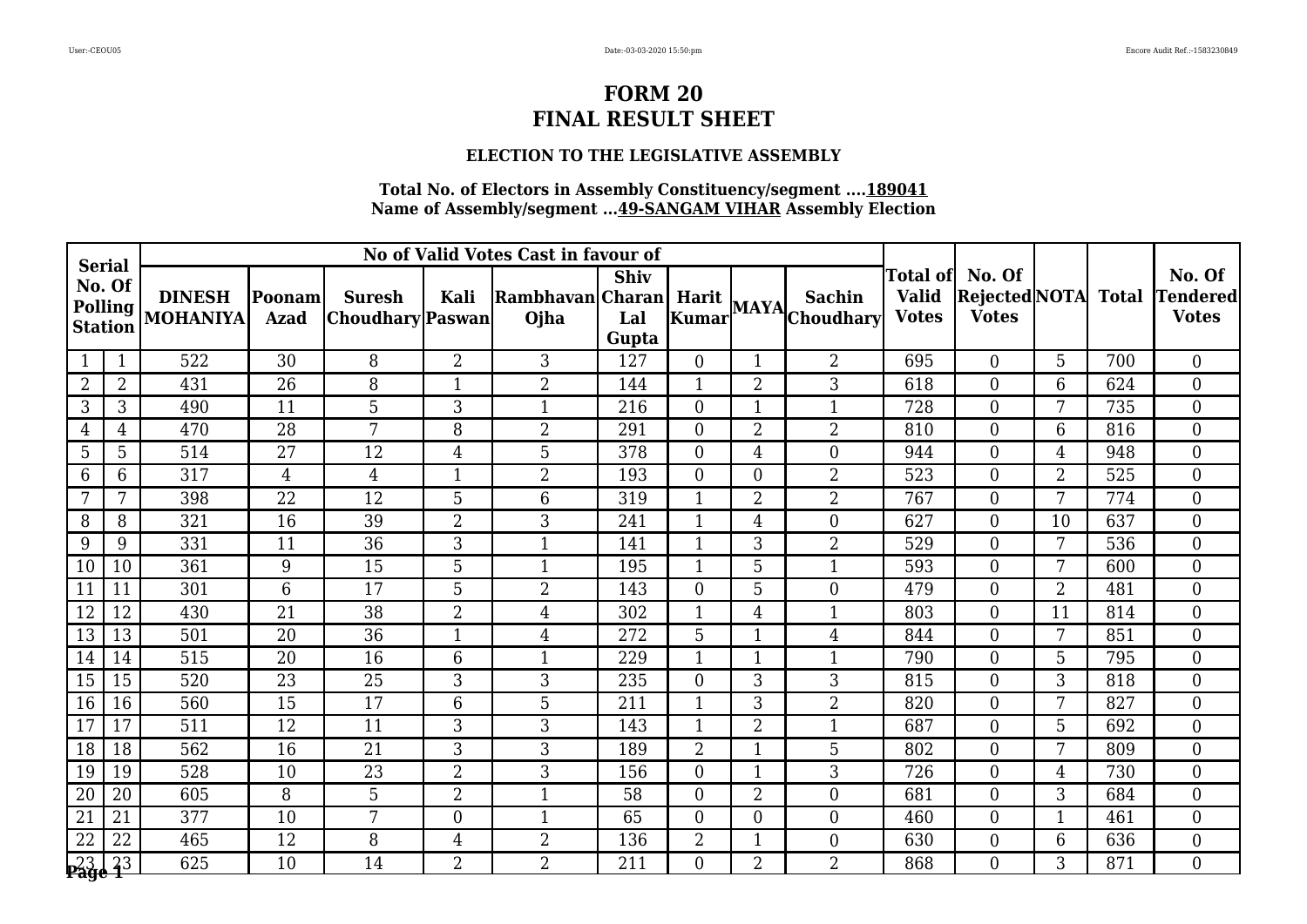# FORM 20
# FINAL RESULT SHEET

### ELECTION TO THE LEGISLATIVE ASSEMBLY

**Total No. of Electors in Assembly Constituency/segment ....189041**
**Name of Assembly/segment ...49-SANGAM VIHAR Assembly Election**

| Serial No. Of Polling Station | | No of Valid Votes Cast in favour of | | | | | | | | | Total of Valid Votes | No. Of Rejected Votes | NOTA | Total | No. Of Tendered Votes |
|---|---|---|---|---|---|---|---|---|---|---|---|---|---|---|---|
| | | DINESH MOHANIYA | Poonam Azad | Suresh Choudhary | Kali Paswan | Rambhavan Ojha | Shiv Charan Lal Gupta | Harit Kumar | MAYA | Sachin Choudhary | | | | | |
| 1 | 1 | 522 | 30 | 8 | 2 | 3 | 127 | 0 | 1 | 2 | 695 | 0 | 5 | 700 | 0 |
| 2 | 2 | 431 | 26 | 8 | 1 | 2 | 144 | 1 | 2 | 3 | 618 | 0 | 6 | 624 | 0 |
| 3 | 3 | 490 | 11 | 5 | 3 | 1 | 216 | 0 | 1 | 1 | 728 | 0 | 7 | 735 | 0 |
| 4 | 4 | 470 | 28 | 7 | 8 | 2 | 291 | 0 | 2 | 2 | 810 | 0 | 6 | 816 | 0 |
| 5 | 5 | 514 | 27 | 12 | 4 | 5 | 378 | 0 | 4 | 0 | 944 | 0 | 4 | 948 | 0 |
| 6 | 6 | 317 | 4 | 4 | 1 | 2 | 193 | 0 | 0 | 2 | 523 | 0 | 2 | 525 | 0 |
| 7 | 7 | 398 | 22 | 12 | 5 | 6 | 319 | 1 | 2 | 2 | 767 | 0 | 7 | 774 | 0 |
| 8 | 8 | 321 | 16 | 39 | 2 | 3 | 241 | 1 | 4 | 0 | 627 | 0 | 10 | 637 | 0 |
| 9 | 9 | 331 | 11 | 36 | 3 | 1 | 141 | 1 | 3 | 2 | 529 | 0 | 7 | 536 | 0 |
| 10 | 10 | 361 | 9 | 15 | 5 | 1 | 195 | 1 | 5 | 1 | 593 | 0 | 7 | 600 | 0 |
| 11 | 11 | 301 | 6 | 17 | 5 | 2 | 143 | 0 | 5 | 0 | 479 | 0 | 2 | 481 | 0 |
| 12 | 12 | 430 | 21 | 38 | 2 | 4 | 302 | 1 | 4 | 1 | 803 | 0 | 11 | 814 | 0 |
| 13 | 13 | 501 | 20 | 36 | 1 | 4 | 272 | 5 | 1 | 4 | 844 | 0 | 7 | 851 | 0 |
| 14 | 14 | 515 | 20 | 16 | 6 | 1 | 229 | 1 | 1 | 1 | 790 | 0 | 5 | 795 | 0 |
| 15 | 15 | 520 | 23 | 25 | 3 | 3 | 235 | 0 | 3 | 3 | 815 | 0 | 3 | 818 | 0 |
| 16 | 16 | 560 | 15 | 17 | 6 | 5 | 211 | 1 | 3 | 2 | 820 | 0 | 7 | 827 | 0 |
| 17 | 17 | 511 | 12 | 11 | 3 | 3 | 143 | 1 | 2 | 1 | 687 | 0 | 5 | 692 | 0 |
| 18 | 18 | 562 | 16 | 21 | 3 | 3 | 189 | 2 | 1 | 5 | 802 | 0 | 7 | 809 | 0 |
| 19 | 19 | 528 | 10 | 23 | 2 | 3 | 156 | 0 | 1 | 3 | 726 | 0 | 4 | 730 | 0 |
| 20 | 20 | 605 | 8 | 5 | 2 | 1 | 58 | 0 | 2 | 0 | 681 | 0 | 3 | 684 | 0 |
| 21 | 21 | 377 | 10 | 7 | 0 | 1 | 65 | 0 | 0 | 0 | 460 | 0 | 1 | 461 | 0 |
| 22 | 22 | 465 | 12 | 8 | 4 | 2 | 136 | 2 | 1 | 0 | 630 | 0 | 6 | 636 | 0 |
| 23 | 23 | 625 | 10 | 14 | 2 | 2 | 211 | 0 | 2 | 2 | 868 | 0 | 3 | 871 | 0 |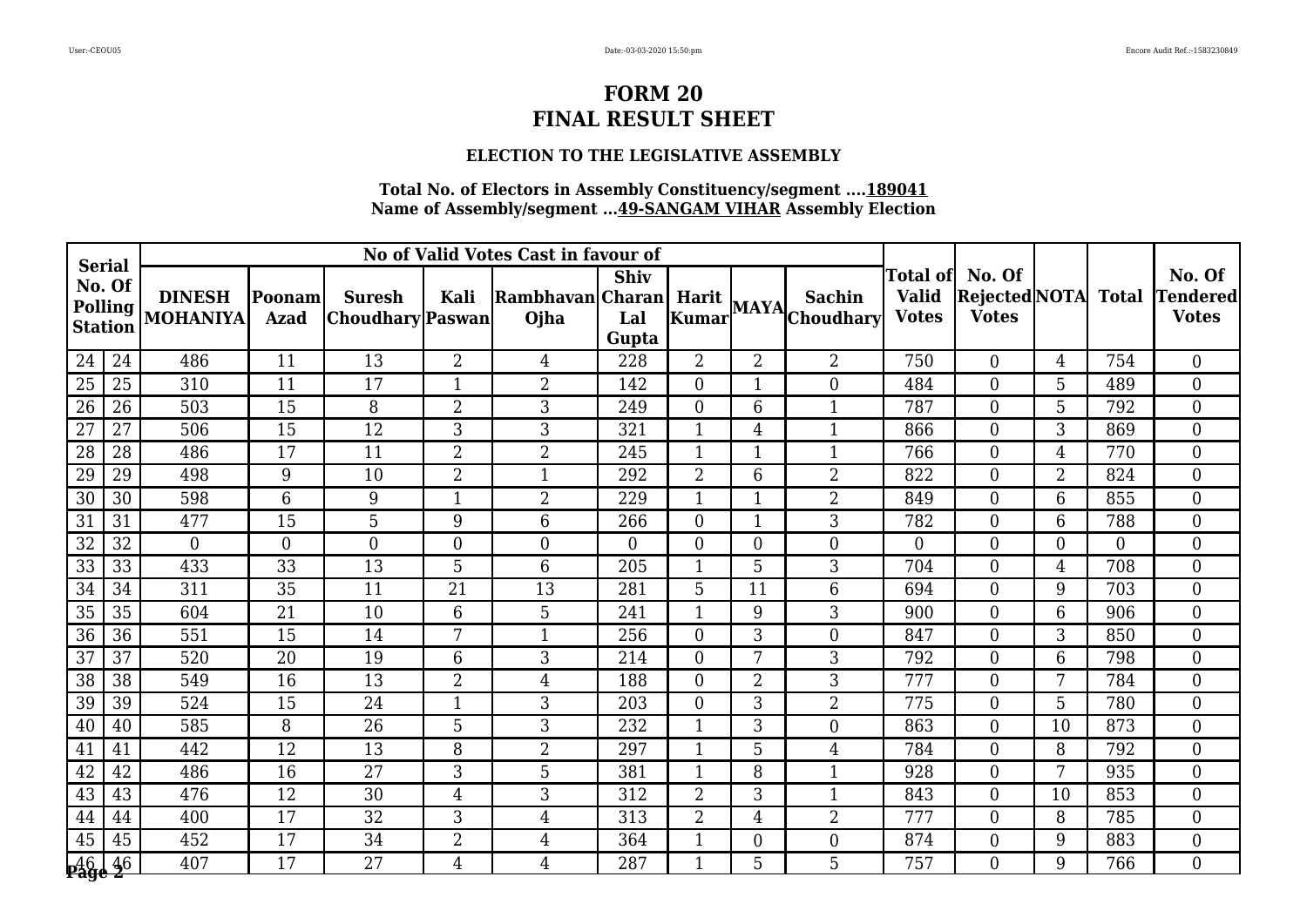# FORM 20
# FINAL RESULT SHEET

### ELECTION TO THE LEGISLATIVE ASSEMBLY

**Total No. of Electors in Assembly Constituency/segment ....189041**
**Name of Assembly/segment ...49-SANGAM VIHAR Assembly Election**

| Serial No. Of Polling Station | | No of Valid Votes Cast in favour of | | | | | | | | | Total of Valid Votes | No. Of Rejected Votes | NOTA | Total | No. Of Tendered Votes |
|---|---|---|---|---|---|---|---|---|---|---|---|---|---|---|---|
| | | DINESH MOHANIYA | Poonam Azad | Suresh Choudhary | Kali Paswan | Rambhavan Ojha | Shiv Charan Lal Gupta | Harit Kumar | MAYA | Sachin Choudhary | | | | | |
| 24 | 24 | 486 | 11 | 13 | 2 | 4 | 228 | 2 | 2 | 2 | 750 | 0 | 4 | 754 | 0 |
| 25 | 25 | 310 | 11 | 17 | 1 | 2 | 142 | 0 | 1 | 0 | 484 | 0 | 5 | 489 | 0 |
| 26 | 26 | 503 | 15 | 8 | 2 | 3 | 249 | 0 | 6 | 1 | 787 | 0 | 5 | 792 | 0 |
| 27 | 27 | 506 | 15 | 12 | 3 | 3 | 321 | 1 | 4 | 1 | 866 | 0 | 3 | 869 | 0 |
| 28 | 28 | 486 | 17 | 11 | 2 | 2 | 245 | 1 | 1 | 1 | 766 | 0 | 4 | 770 | 0 |
| 29 | 29 | 498 | 9 | 10 | 2 | 1 | 292 | 2 | 6 | 2 | 822 | 0 | 2 | 824 | 0 |
| 30 | 30 | 598 | 6 | 9 | 1 | 2 | 229 | 1 | 1 | 2 | 849 | 0 | 6 | 855 | 0 |
| 31 | 31 | 477 | 15 | 5 | 9 | 6 | 266 | 0 | 1 | 3 | 782 | 0 | 6 | 788 | 0 |
| 32 | 32 | 0 | 0 | 0 | 0 | 0 | 0 | 0 | 0 | 0 | 0 | 0 | 0 | 0 | 0 |
| 33 | 33 | 433 | 33 | 13 | 5 | 6 | 205 | 1 | 5 | 3 | 704 | 0 | 4 | 708 | 0 |
| 34 | 34 | 311 | 35 | 11 | 21 | 13 | 281 | 5 | 11 | 6 | 694 | 0 | 9 | 703 | 0 |
| 35 | 35 | 604 | 21 | 10 | 6 | 5 | 241 | 1 | 9 | 3 | 900 | 0 | 6 | 906 | 0 |
| 36 | 36 | 551 | 15 | 14 | 7 | 1 | 256 | 0 | 3 | 0 | 847 | 0 | 3 | 850 | 0 |
| 37 | 37 | 520 | 20 | 19 | 6 | 3 | 214 | 0 | 7 | 3 | 792 | 0 | 6 | 798 | 0 |
| 38 | 38 | 549 | 16 | 13 | 2 | 4 | 188 | 0 | 2 | 3 | 777 | 0 | 7 | 784 | 0 |
| 39 | 39 | 524 | 15 | 24 | 1 | 3 | 203 | 0 | 3 | 2 | 775 | 0 | 5 | 780 | 0 |
| 40 | 40 | 585 | 8 | 26 | 5 | 3 | 232 | 1 | 3 | 0 | 863 | 0 | 10 | 873 | 0 |
| 41 | 41 | 442 | 12 | 13 | 8 | 2 | 297 | 1 | 5 | 4 | 784 | 0 | 8 | 792 | 0 |
| 42 | 42 | 486 | 16 | 27 | 3 | 5 | 381 | 1 | 8 | 1 | 928 | 0 | 7 | 935 | 0 |
| 43 | 43 | 476 | 12 | 30 | 4 | 3 | 312 | 2 | 3 | 1 | 843 | 0 | 10 | 853 | 0 |
| 44 | 44 | 400 | 17 | 32 | 3 | 4 | 313 | 2 | 4 | 2 | 777 | 0 | 8 | 785 | 0 |
| 45 | 45 | 452 | 17 | 34 | 2 | 4 | 364 | 1 | 0 | 0 | 874 | 0 | 9 | 883 | 0 |
| 46 | 46 | 407 | 17 | 27 | 4 | 4 | 287 | 1 | 5 | 5 | 757 | 0 | 9 | 766 | 0 |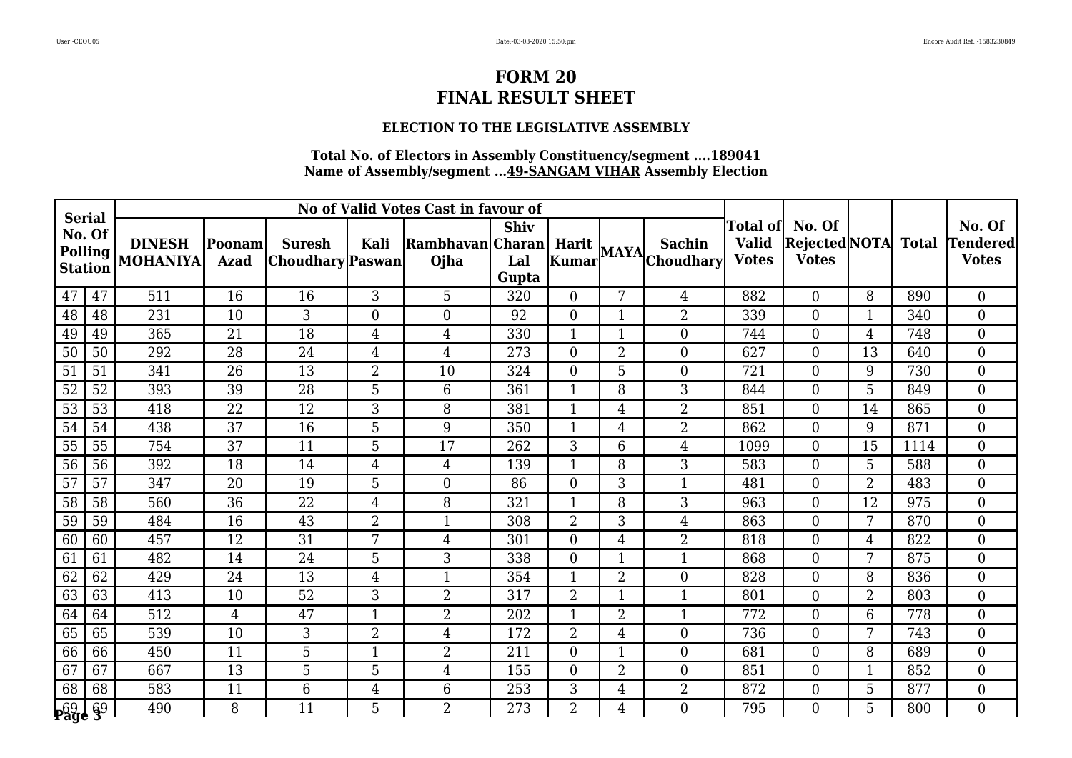# FORM 20
# FINAL RESULT SHEET

### ELECTION TO THE LEGISLATIVE ASSEMBLY

**Total No. of Electors in Assembly Constituency/segment ....189041**
**Name of Assembly/segment ...49-SANGAM VIHAR Assembly Election**

| Serial No. Of Polling Station | | No of Valid Votes Cast in favour of | | | | | | | | | Total of Valid Votes | No. Of Rejected Votes | NOTA | Total | No. Of Tendered Votes |
|---|---|---|---|---|---|---|---|---|---|---|---|---|---|---|---|
| | | DINESH MOHANIYA | Poonam Azad | Suresh Choudhary | Kali Paswan | Rambhavan Ojha | Shiv Charan Lal Gupta | Harit Kumar | MAYA | Sachin Choudhary | | | | | |
| 47 | 47 | 511 | 16 | 16 | 3 | 5 | 320 | 0 | 7 | 4 | 882 | 0 | 8 | 890 | 0 |
| 48 | 48 | 231 | 10 | 3 | 0 | 0 | 92 | 0 | 1 | 2 | 339 | 0 | 1 | 340 | 0 |
| 49 | 49 | 365 | 21 | 18 | 4 | 4 | 330 | 1 | 1 | 0 | 744 | 0 | 4 | 748 | 0 |
| 50 | 50 | 292 | 28 | 24 | 4 | 4 | 273 | 0 | 2 | 0 | 627 | 0 | 13 | 640 | 0 |
| 51 | 51 | 341 | 26 | 13 | 2 | 10 | 324 | 0 | 5 | 0 | 721 | 0 | 9 | 730 | 0 |
| 52 | 52 | 393 | 39 | 28 | 5 | 6 | 361 | 1 | 8 | 3 | 844 | 0 | 5 | 849 | 0 |
| 53 | 53 | 418 | 22 | 12 | 3 | 8 | 381 | 1 | 4 | 2 | 851 | 0 | 14 | 865 | 0 |
| 54 | 54 | 438 | 37 | 16 | 5 | 9 | 350 | 1 | 4 | 2 | 862 | 0 | 9 | 871 | 0 |
| 55 | 55 | 754 | 37 | 11 | 5 | 17 | 262 | 3 | 6 | 4 | 1099 | 0 | 15 | 1114 | 0 |
| 56 | 56 | 392 | 18 | 14 | 4 | 4 | 139 | 1 | 8 | 3 | 583 | 0 | 5 | 588 | 0 |
| 57 | 57 | 347 | 20 | 19 | 5 | 0 | 86 | 0 | 3 | 1 | 481 | 0 | 2 | 483 | 0 |
| 58 | 58 | 560 | 36 | 22 | 4 | 8 | 321 | 1 | 8 | 3 | 963 | 0 | 12 | 975 | 0 |
| 59 | 59 | 484 | 16 | 43 | 2 | 1 | 308 | 2 | 3 | 4 | 863 | 0 | 7 | 870 | 0 |
| 60 | 60 | 457 | 12 | 31 | 7 | 4 | 301 | 0 | 4 | 2 | 818 | 0 | 4 | 822 | 0 |
| 61 | 61 | 482 | 14 | 24 | 5 | 3 | 338 | 0 | 1 | 1 | 868 | 0 | 7 | 875 | 0 |
| 62 | 62 | 429 | 24 | 13 | 4 | 1 | 354 | 1 | 2 | 0 | 828 | 0 | 8 | 836 | 0 |
| 63 | 63 | 413 | 10 | 52 | 3 | 2 | 317 | 2 | 1 | 1 | 801 | 0 | 2 | 803 | 0 |
| 64 | 64 | 512 | 4 | 47 | 1 | 2 | 202 | 1 | 2 | 1 | 772 | 0 | 6 | 778 | 0 |
| 65 | 65 | 539 | 10 | 3 | 2 | 4 | 172 | 2 | 4 | 0 | 736 | 0 | 7 | 743 | 0 |
| 66 | 66 | 450 | 11 | 5 | 1 | 2 | 211 | 0 | 1 | 0 | 681 | 0 | 8 | 689 | 0 |
| 67 | 67 | 667 | 13 | 5 | 5 | 4 | 155 | 0 | 2 | 0 | 851 | 0 | 1 | 852 | 0 |
| 68 | 68 | 583 | 11 | 6 | 4 | 6 | 253 | 3 | 4 | 2 | 872 | 0 | 5 | 877 | 0 |
| 69 | 69 | 490 | 8 | 11 | 5 | 2 | 273 | 2 | 4 | 0 | 795 | 0 | 5 | 800 | 0 |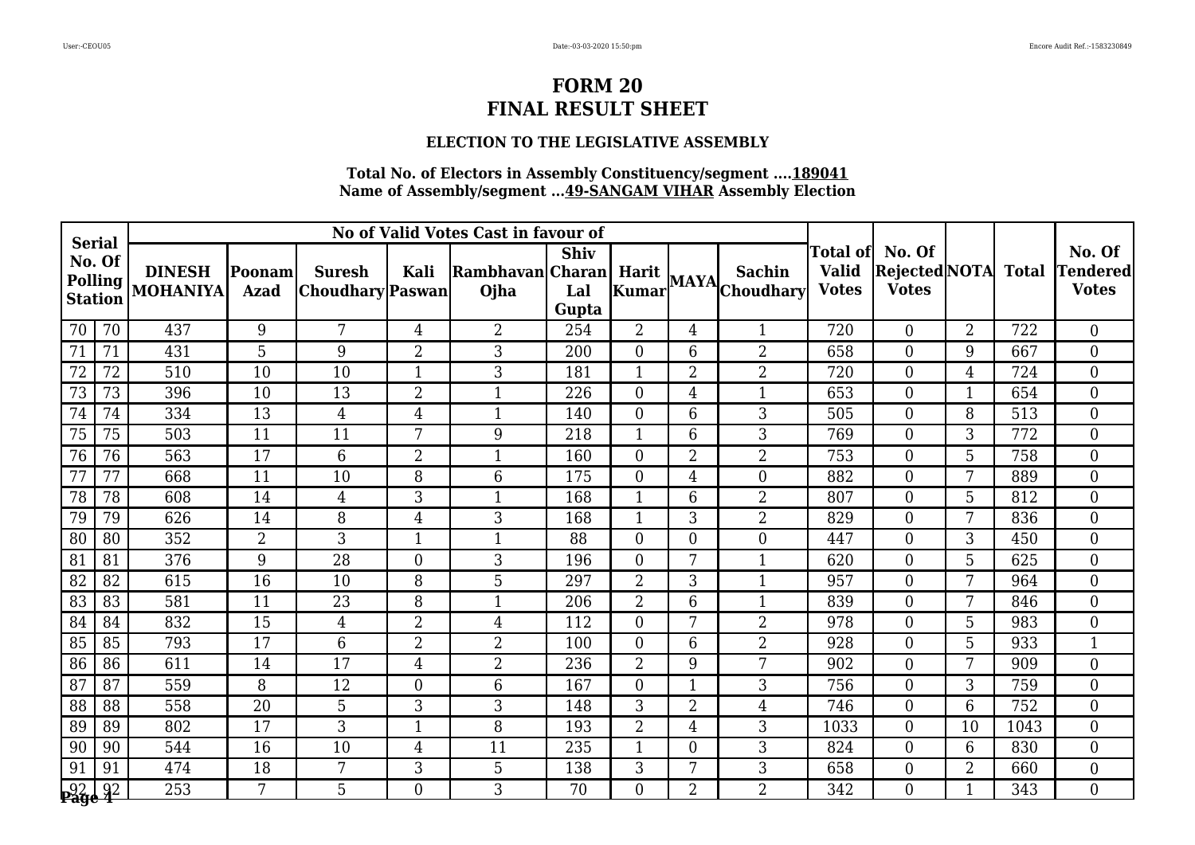# FORM 20
# FINAL RESULT SHEET

### ELECTION TO THE LEGISLATIVE ASSEMBLY

**Total No. of Electors in Assembly Constituency/segment ....189041**
**Name of Assembly/segment ...49-SANGAM VIHAR Assembly Election**

| Serial No. Of Polling Station | | No of Valid Votes Cast in favour of | | | | | | | | | Total of Valid Votes | No. Of Rejected Votes | NOTA | Total | No. Of Tendered Votes |
|---|---|---|---|---|---|---|---|---|---|---|---|---|---|---|---|
| | | DINESH MOHANIYA | Poonam Azad | Suresh Choudhary | Kali Paswan | Rambhavan Ojha | Shiv Charan Lal Gupta | Harit Kumar | MAYA | Sachin Choudhary | | | | | |
| 70 | 70 | 437 | 9 | 7 | 4 | 2 | 254 | 2 | 4 | 1 | 720 | 0 | 2 | 722 | 0 |
| 71 | 71 | 431 | 5 | 9 | 2 | 3 | 200 | 0 | 6 | 2 | 658 | 0 | 9 | 667 | 0 |
| 72 | 72 | 510 | 10 | 10 | 1 | 3 | 181 | 1 | 2 | 2 | 720 | 0 | 4 | 724 | 0 |
| 73 | 73 | 396 | 10 | 13 | 2 | 1 | 226 | 0 | 4 | 1 | 653 | 0 | 1 | 654 | 0 |
| 74 | 74 | 334 | 13 | 4 | 4 | 1 | 140 | 0 | 6 | 3 | 505 | 0 | 8 | 513 | 0 |
| 75 | 75 | 503 | 11 | 11 | 7 | 9 | 218 | 1 | 6 | 3 | 769 | 0 | 3 | 772 | 0 |
| 76 | 76 | 563 | 17 | 6 | 2 | 1 | 160 | 0 | 2 | 2 | 753 | 0 | 5 | 758 | 0 |
| 77 | 77 | 668 | 11 | 10 | 8 | 6 | 175 | 0 | 4 | 0 | 882 | 0 | 7 | 889 | 0 |
| 78 | 78 | 608 | 14 | 4 | 3 | 1 | 168 | 1 | 6 | 2 | 807 | 0 | 5 | 812 | 0 |
| 79 | 79 | 626 | 14 | 8 | 4 | 3 | 168 | 1 | 3 | 2 | 829 | 0 | 7 | 836 | 0 |
| 80 | 80 | 352 | 2 | 3 | 1 | 1 | 88 | 0 | 0 | 0 | 447 | 0 | 3 | 450 | 0 |
| 81 | 81 | 376 | 9 | 28 | 0 | 3 | 196 | 0 | 7 | 1 | 620 | 0 | 5 | 625 | 0 |
| 82 | 82 | 615 | 16 | 10 | 8 | 5 | 297 | 2 | 3 | 1 | 957 | 0 | 7 | 964 | 0 |
| 83 | 83 | 581 | 11 | 23 | 8 | 1 | 206 | 2 | 6 | 1 | 839 | 0 | 7 | 846 | 0 |
| 84 | 84 | 832 | 15 | 4 | 2 | 4 | 112 | 0 | 7 | 2 | 978 | 0 | 5 | 983 | 0 |
| 85 | 85 | 793 | 17 | 6 | 2 | 2 | 100 | 0 | 6 | 2 | 928 | 0 | 5 | 933 | 1 |
| 86 | 86 | 611 | 14 | 17 | 4 | 2 | 236 | 2 | 9 | 7 | 902 | 0 | 7 | 909 | 0 |
| 87 | 87 | 559 | 8 | 12 | 0 | 6 | 167 | 0 | 1 | 3 | 756 | 0 | 3 | 759 | 0 |
| 88 | 88 | 558 | 20 | 5 | 3 | 3 | 148 | 3 | 2 | 4 | 746 | 0 | 6 | 752 | 0 |
| 89 | 89 | 802 | 17 | 3 | 1 | 8 | 193 | 2 | 4 | 3 | 1033 | 0 | 10 | 1043 | 0 |
| 90 | 90 | 544 | 16 | 10 | 4 | 11 | 235 | 1 | 0 | 3 | 824 | 0 | 6 | 830 | 0 |
| 91 | 91 | 474 | 18 | 7 | 3 | 5 | 138 | 3 | 7 | 3 | 658 | 0 | 2 | 660 | 0 |
| 92 | 92 | 253 | 7 | 5 | 0 | 3 | 70 | 0 | 2 | 2 | 342 | 0 | 1 | 343 | 0 |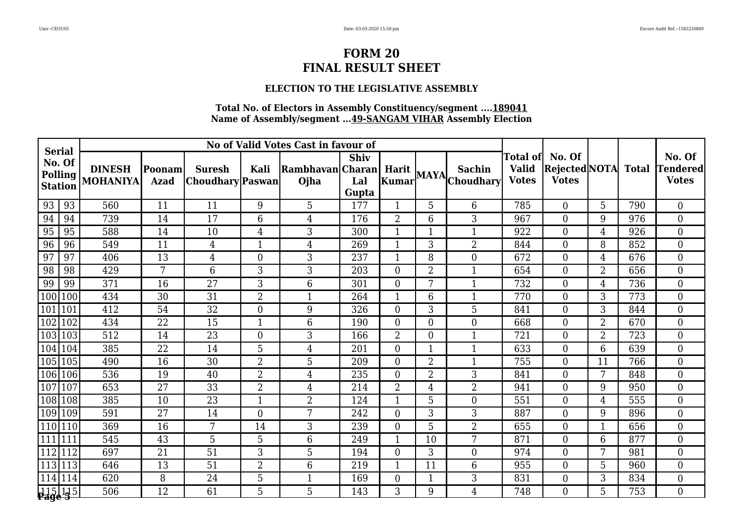# FORM 20
# FINAL RESULT SHEET

### ELECTION TO THE LEGISLATIVE ASSEMBLY

**Total No. of Electors in Assembly Constituency/segment ....189041**
**Name of Assembly/segment ...49-SANGAM VIHAR Assembly Election**

| Serial No. Of Polling Station | | No of Valid Votes Cast in favour of | | | | | | | | | Total of Valid Votes | No. Of Rejected Votes | NOTA | Total | No. Of Tendered Votes |
|---|---|---|---|---|---|---|---|---|---|---|---|---|---|---|---|
| | | DINESH MOHANIYA | Poonam Azad | Suresh Choudhary | Kali Paswan | Rambhavan Ojha | Shiv Charan Lal Gupta | Harit Kumar | MAYA | Sachin Choudhary | | | | | |
| 93 | 93 | 560 | 11 | 11 | 9 | 5 | 177 | 1 | 5 | 6 | 785 | 0 | 5 | 790 | 0 |
| 94 | 94 | 739 | 14 | 17 | 6 | 4 | 176 | 2 | 6 | 3 | 967 | 0 | 9 | 976 | 0 |
| 95 | 95 | 588 | 14 | 10 | 4 | 3 | 300 | 1 | 1 | 1 | 922 | 0 | 4 | 926 | 0 |
| 96 | 96 | 549 | 11 | 4 | 1 | 4 | 269 | 1 | 3 | 2 | 844 | 0 | 8 | 852 | 0 |
| 97 | 97 | 406 | 13 | 4 | 0 | 3 | 237 | 1 | 8 | 0 | 672 | 0 | 4 | 676 | 0 |
| 98 | 98 | 429 | 7 | 6 | 3 | 3 | 203 | 0 | 2 | 1 | 654 | 0 | 2 | 656 | 0 |
| 99 | 99 | 371 | 16 | 27 | 3 | 6 | 301 | 0 | 7 | 1 | 732 | 0 | 4 | 736 | 0 |
| 100 | 100 | 434 | 30 | 31 | 2 | 1 | 264 | 1 | 6 | 1 | 770 | 0 | 3 | 773 | 0 |
| 101 | 101 | 412 | 54 | 32 | 0 | 9 | 326 | 0 | 3 | 5 | 841 | 0 | 3 | 844 | 0 |
| 102 | 102 | 434 | 22 | 15 | 1 | 6 | 190 | 0 | 0 | 0 | 668 | 0 | 2 | 670 | 0 |
| 103 | 103 | 512 | 14 | 23 | 0 | 3 | 166 | 2 | 0 | 1 | 721 | 0 | 2 | 723 | 0 |
| 104 | 104 | 385 | 22 | 14 | 5 | 4 | 201 | 0 | 1 | 1 | 633 | 0 | 6 | 639 | 0 |
| 105 | 105 | 490 | 16 | 30 | 2 | 5 | 209 | 0 | 2 | 1 | 755 | 0 | 11 | 766 | 0 |
| 106 | 106 | 536 | 19 | 40 | 2 | 4 | 235 | 0 | 2 | 3 | 841 | 0 | 7 | 848 | 0 |
| 107 | 107 | 653 | 27 | 33 | 2 | 4 | 214 | 2 | 4 | 2 | 941 | 0 | 9 | 950 | 0 |
| 108 | 108 | 385 | 10 | 23 | 1 | 2 | 124 | 1 | 5 | 0 | 551 | 0 | 4 | 555 | 0 |
| 109 | 109 | 591 | 27 | 14 | 0 | 7 | 242 | 0 | 3 | 3 | 887 | 0 | 9 | 896 | 0 |
| 110 | 110 | 369 | 16 | 7 | 14 | 3 | 239 | 0 | 5 | 2 | 655 | 0 | 1 | 656 | 0 |
| 111 | 111 | 545 | 43 | 5 | 5 | 6 | 249 | 1 | 10 | 7 | 871 | 0 | 6 | 877 | 0 |
| 112 | 112 | 697 | 21 | 51 | 3 | 5 | 194 | 0 | 3 | 0 | 974 | 0 | 7 | 981 | 0 |
| 113 | 113 | 646 | 13 | 51 | 2 | 6 | 219 | 1 | 11 | 6 | 955 | 0 | 5 | 960 | 0 |
| 114 | 114 | 620 | 8 | 24 | 5 | 1 | 169 | 0 | 1 | 3 | 831 | 0 | 3 | 834 | 0 |
| 115 | 115 | 506 | 12 | 61 | 5 | 5 | 143 | 3 | 9 | 4 | 748 | 0 | 5 | 753 | 0 |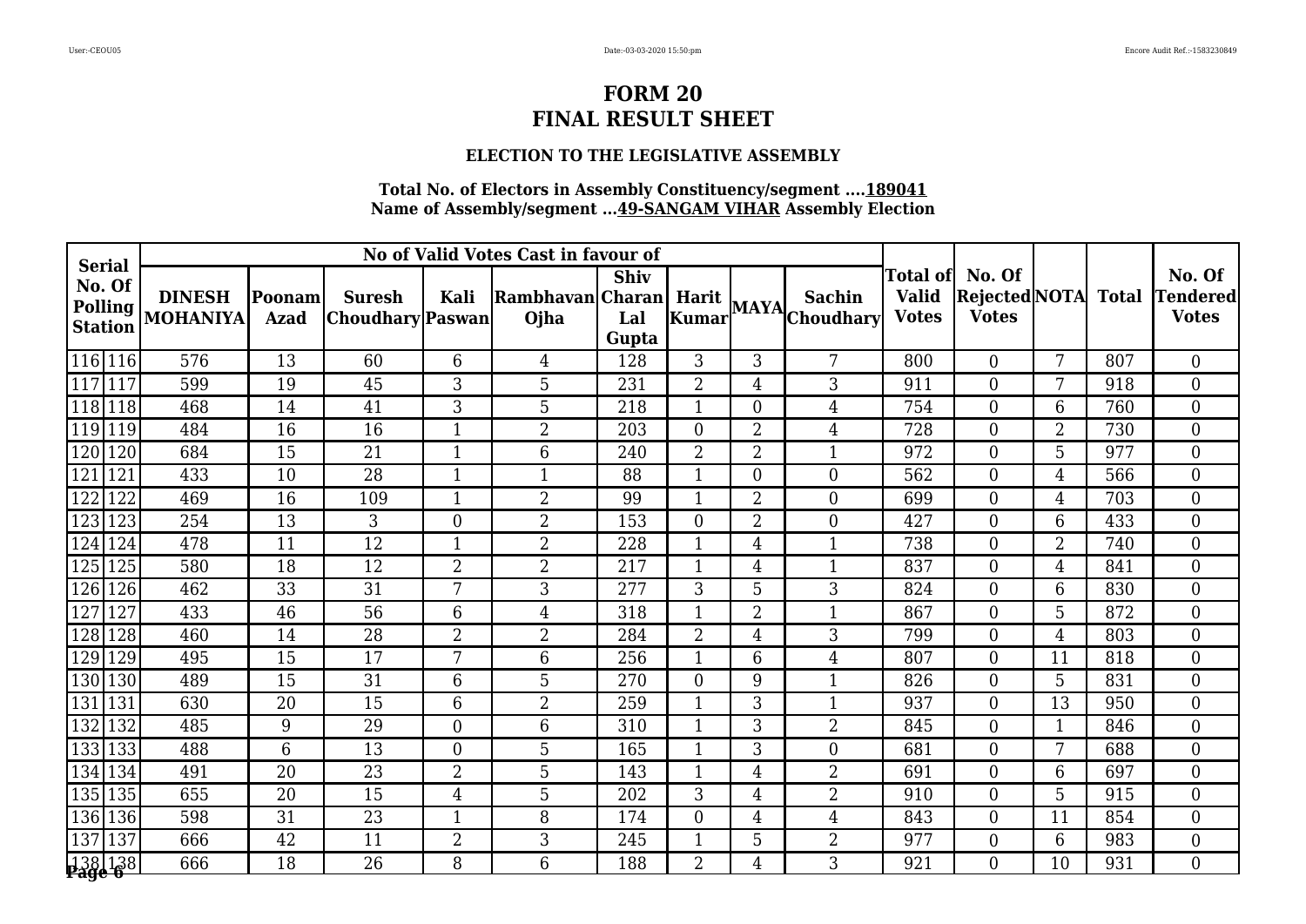# FORM 20
# FINAL RESULT SHEET

### ELECTION TO THE LEGISLATIVE ASSEMBLY

**Total No. of Electors in Assembly Constituency/segment ....189041**
**Name of Assembly/segment ...49-SANGAM VIHAR Assembly Election**

| Serial No. Of Polling Station | | No of Valid Votes Cast in favour of | | | | | | | | | Total of Valid Votes | No. Of Rejected Votes | NOTA | Total | No. Of Tendered Votes |
|---|---|---|---|---|---|---|---|---|---|---|---|---|---|---|---|
| | | DINESH MOHANIYA | Poonam Azad | Suresh Choudhary | Kali Paswan | Rambhavan Ojha | Shiv Charan Lal Gupta | Harit Kumar | MAYA | Sachin Choudhary | | | | | |
| 116 | 116 | 576 | 13 | 60 | 6 | 4 | 128 | 3 | 3 | 7 | 800 | 0 | 7 | 807 | 0 |
| 117 | 117 | 599 | 19 | 45 | 3 | 5 | 231 | 2 | 4 | 3 | 911 | 0 | 7 | 918 | 0 |
| 118 | 118 | 468 | 14 | 41 | 3 | 5 | 218 | 1 | 0 | 4 | 754 | 0 | 6 | 760 | 0 |
| 119 | 119 | 484 | 16 | 16 | 1 | 2 | 203 | 0 | 2 | 4 | 728 | 0 | 2 | 730 | 0 |
| 120 | 120 | 684 | 15 | 21 | 1 | 6 | 240 | 2 | 2 | 1 | 972 | 0 | 5 | 977 | 0 |
| 121 | 121 | 433 | 10 | 28 | 1 | 1 | 88 | 1 | 0 | 0 | 562 | 0 | 4 | 566 | 0 |
| 122 | 122 | 469 | 16 | 109 | 1 | 2 | 99 | 1 | 2 | 0 | 699 | 0 | 4 | 703 | 0 |
| 123 | 123 | 254 | 13 | 3 | 0 | 2 | 153 | 0 | 2 | 0 | 427 | 0 | 6 | 433 | 0 |
| 124 | 124 | 478 | 11 | 12 | 1 | 2 | 228 | 1 | 4 | 1 | 738 | 0 | 2 | 740 | 0 |
| 125 | 125 | 580 | 18 | 12 | 2 | 2 | 217 | 1 | 4 | 1 | 837 | 0 | 4 | 841 | 0 |
| 126 | 126 | 462 | 33 | 31 | 7 | 3 | 277 | 3 | 5 | 3 | 824 | 0 | 6 | 830 | 0 |
| 127 | 127 | 433 | 46 | 56 | 6 | 4 | 318 | 1 | 2 | 1 | 867 | 0 | 5 | 872 | 0 |
| 128 | 128 | 460 | 14 | 28 | 2 | 2 | 284 | 2 | 4 | 3 | 799 | 0 | 4 | 803 | 0 |
| 129 | 129 | 495 | 15 | 17 | 7 | 6 | 256 | 1 | 6 | 4 | 807 | 0 | 11 | 818 | 0 |
| 130 | 130 | 489 | 15 | 31 | 6 | 5 | 270 | 0 | 9 | 1 | 826 | 0 | 5 | 831 | 0 |
| 131 | 131 | 630 | 20 | 15 | 6 | 2 | 259 | 1 | 3 | 1 | 937 | 0 | 13 | 950 | 0 |
| 132 | 132 | 485 | 9 | 29 | 0 | 6 | 310 | 1 | 3 | 2 | 845 | 0 | 1 | 846 | 0 |
| 133 | 133 | 488 | 6 | 13 | 0 | 5 | 165 | 1 | 3 | 0 | 681 | 0 | 7 | 688 | 0 |
| 134 | 134 | 491 | 20 | 23 | 2 | 5 | 143 | 1 | 4 | 2 | 691 | 0 | 6 | 697 | 0 |
| 135 | 135 | 655 | 20 | 15 | 4 | 5 | 202 | 3 | 4 | 2 | 910 | 0 | 5 | 915 | 0 |
| 136 | 136 | 598 | 31 | 23 | 1 | 8 | 174 | 0 | 4 | 4 | 843 | 0 | 11 | 854 | 0 |
| 137 | 137 | 666 | 42 | 11 | 2 | 3 | 245 | 1 | 5 | 2 | 977 | 0 | 6 | 983 | 0 |
| 138 | 138 | 666 | 18 | 26 | 8 | 6 | 188 | 2 | 4 | 3 | 921 | 0 | 10 | 931 | 0 |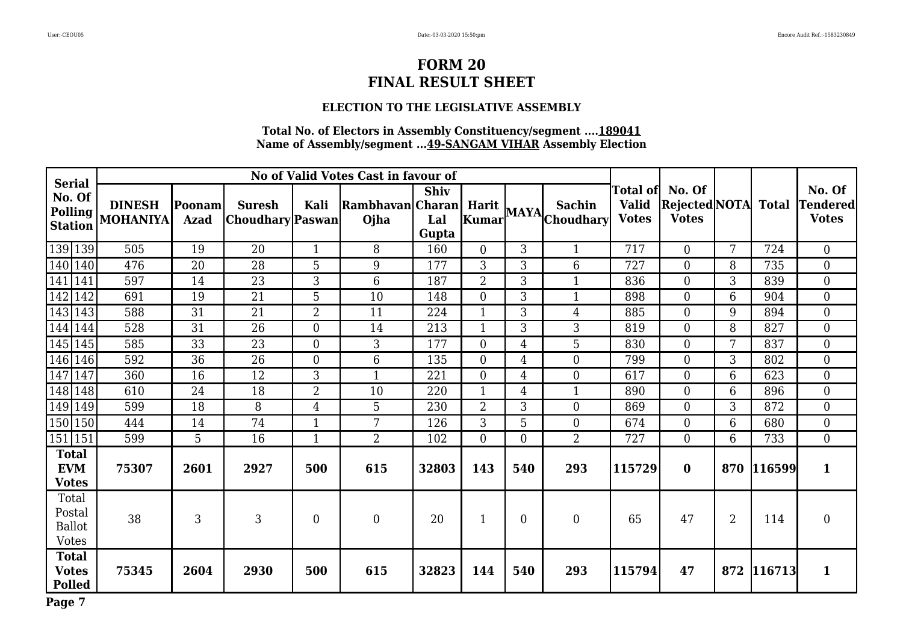# FORM 20
# FINAL RESULT SHEET

### ELECTION TO THE LEGISLATIVE ASSEMBLY

**Total No. of Electors in Assembly Constituency/segment ....189041**
**Name of Assembly/segment ...49-SANGAM VIHAR Assembly Election**

| Serial No. Of Polling Station | | No of Valid Votes Cast in favour of | | | | | | | | | Total of Valid Votes | No. Of Rejected Votes | NOTA | Total | No. Of Tendered Votes |
|---|---|---|---|---|---|---|---|---|---|---|---|---|---|---|---|
| | | DINESH MOHANIYA | Poonam Azad | Suresh Choudhary | Kali Paswan | Rambhavan Ojha | Shiv Charan Lal Gupta | Harit Kumar | MAYA | Sachin Choudhary | | | | | |
| 139 | 139 | 505 | 19 | 20 | 1 | 8 | 160 | 0 | 3 | 1 | 717 | 0 | 7 | 724 | 0 |
| 140 | 140 | 476 | 20 | 28 | 5 | 9 | 177 | 3 | 3 | 6 | 727 | 0 | 8 | 735 | 0 |
| 141 | 141 | 597 | 14 | 23 | 3 | 6 | 187 | 2 | 3 | 1 | 836 | 0 | 3 | 839 | 0 |
| 142 | 142 | 691 | 19 | 21 | 5 | 10 | 148 | 0 | 3 | 1 | 898 | 0 | 6 | 904 | 0 |
| 143 | 143 | 588 | 31 | 21 | 2 | 11 | 224 | 1 | 3 | 4 | 885 | 0 | 9 | 894 | 0 |
| 144 | 144 | 528 | 31 | 26 | 0 | 14 | 213 | 1 | 3 | 3 | 819 | 0 | 8 | 827 | 0 |
| 145 | 145 | 585 | 33 | 23 | 0 | 3 | 177 | 0 | 4 | 5 | 830 | 0 | 7 | 837 | 0 |
| 146 | 146 | 592 | 36 | 26 | 0 | 6 | 135 | 0 | 4 | 0 | 799 | 0 | 3 | 802 | 0 |
| 147 | 147 | 360 | 16 | 12 | 3 | 1 | 221 | 0 | 4 | 0 | 617 | 0 | 6 | 623 | 0 |
| 148 | 148 | 610 | 24 | 18 | 2 | 10 | 220 | 1 | 4 | 1 | 890 | 0 | 6 | 896 | 0 |
| 149 | 149 | 599 | 18 | 8 | 4 | 5 | 230 | 2 | 3 | 0 | 869 | 0 | 3 | 872 | 0 |
| 150 | 150 | 444 | 14 | 74 | 1 | 7 | 126 | 3 | 5 | 0 | 674 | 0 | 6 | 680 | 0 |
| 151 | 151 | 599 | 5 | 16 | 1 | 2 | 102 | 0 | 0 | 2 | 727 | 0 | 6 | 733 | 0 |
| **Total EVM Votes** | | **75307** | **2601** | **2927** | **500** | **615** | **32803** | **143** | **540** | **293** | **115729** | **0** | **870** | **116599** | **1** |
| Total Postal Ballot Votes | | 38 | 3 | 3 | 0 | 0 | 20 | 1 | 0 | 0 | 65 | 47 | 2 | 114 | 0 |
| **Total Votes Polled** | | **75345** | **2604** | **2930** | **500** | **615** | **32823** | **144** | **540** | **293** | **115794** | **47** | **872** | **116713** | **1** |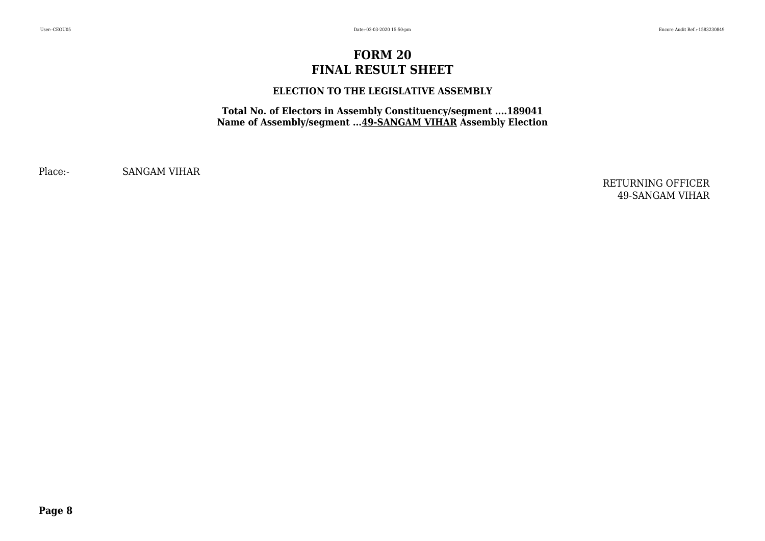# FORM 20
# FINAL RESULT SHEET

### ELECTION TO THE LEGISLATIVE ASSEMBLY

**Total No. of Electors in Assembly Constituency/segment ....189041**
**Name of Assembly/segment ...49-SANGAM VIHAR Assembly Election**

Place:- SANGAM VIHAR

RETURNING OFFICER
49-SANGAM VIHAR